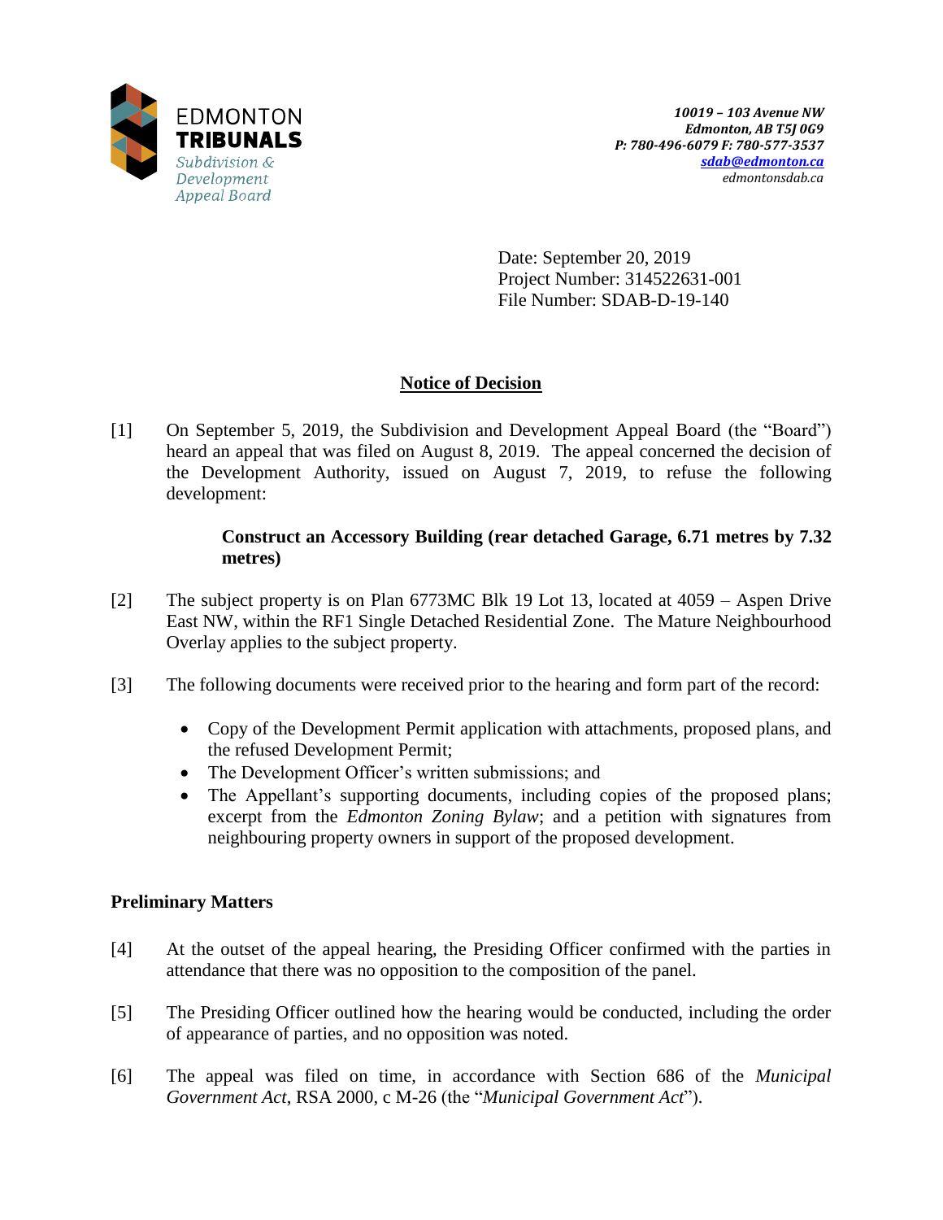EDMONTON
**TRIBUNALS**
*Subdivision & Development Appeal Board*

***10019 – 103 Avenue NW***
***Edmonton, AB T5J 0G9***
***P: 780-496-6079 F: 780-577-3537***
***sdab@edmonton.ca***
*edmontonsdab.ca*

Date: September 20, 2019
Project Number: 314522631-001
File Number: SDAB-D-19-140

## Notice of Decision

[1] On September 5, 2019, the Subdivision and Development Appeal Board (the "Board") heard an appeal that was filed on August 8, 2019. The appeal concerned the decision of the Development Authority, issued on August 7, 2019, to refuse the following development:

> **Construct an Accessory Building (rear detached Garage, 6.71 metres by 7.32 metres)**

[2] The subject property is on Plan 6773MC Blk 19 Lot 13, located at 4059 – Aspen Drive East NW, within the RF1 Single Detached Residential Zone. The Mature Neighbourhood Overlay applies to the subject property.

[3] The following documents were received prior to the hearing and form part of the record:

- Copy of the Development Permit application with attachments, proposed plans, and the refused Development Permit;
- The Development Officer's written submissions; and
- The Appellant's supporting documents, including copies of the proposed plans; excerpt from the *Edmonton Zoning Bylaw*; and a petition with signatures from neighbouring property owners in support of the proposed development.

### Preliminary Matters

[4] At the outset of the appeal hearing, the Presiding Officer confirmed with the parties in attendance that there was no opposition to the composition of the panel.

[5] The Presiding Officer outlined how the hearing would be conducted, including the order of appearance of parties, and no opposition was noted.

[6] The appeal was filed on time, in accordance with Section 686 of the *Municipal Government Act*, RSA 2000, c M-26 (the "*Municipal Government Act*").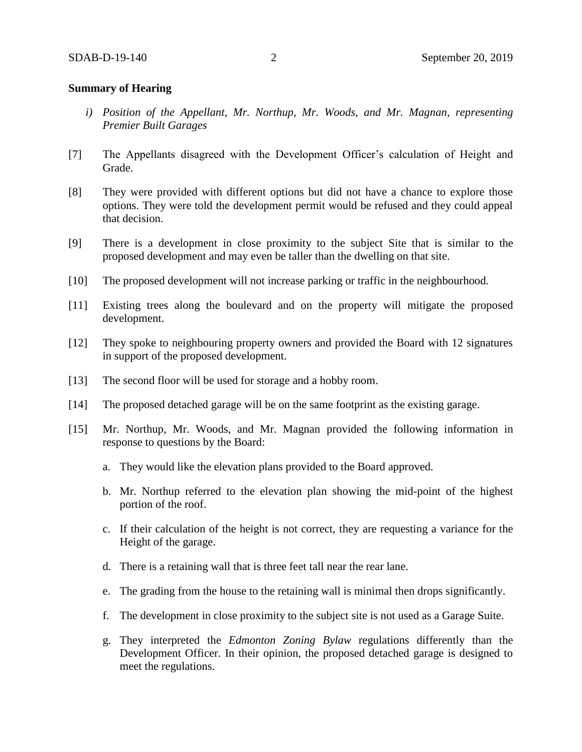**Summary of Hearing**

*i) Position of the Appellant, Mr. Northup, Mr. Woods, and Mr. Magnan, representing Premier Built Garages*

[7] The Appellants disagreed with the Development Officer's calculation of Height and Grade.

[8] They were provided with different options but did not have a chance to explore those options. They were told the development permit would be refused and they could appeal that decision.

[9] There is a development in close proximity to the subject Site that is similar to the proposed development and may even be taller than the dwelling on that site.

[10] The proposed development will not increase parking or traffic in the neighbourhood.

[11] Existing trees along the boulevard and on the property will mitigate the proposed development.

[12] They spoke to neighbouring property owners and provided the Board with 12 signatures in support of the proposed development.

[13] The second floor will be used for storage and a hobby room.

[14] The proposed detached garage will be on the same footprint as the existing garage.

[15] Mr. Northup, Mr. Woods, and Mr. Magnan provided the following information in response to questions by the Board:

a. They would like the elevation plans provided to the Board approved.

b. Mr. Northup referred to the elevation plan showing the mid-point of the highest portion of the roof.

c. If their calculation of the height is not correct, they are requesting a variance for the Height of the garage.

d. There is a retaining wall that is three feet tall near the rear lane.

e. The grading from the house to the retaining wall is minimal then drops significantly.

f. The development in close proximity to the subject site is not used as a Garage Suite.

g. They interpreted the *Edmonton Zoning Bylaw* regulations differently than the Development Officer. In their opinion, the proposed detached garage is designed to meet the regulations.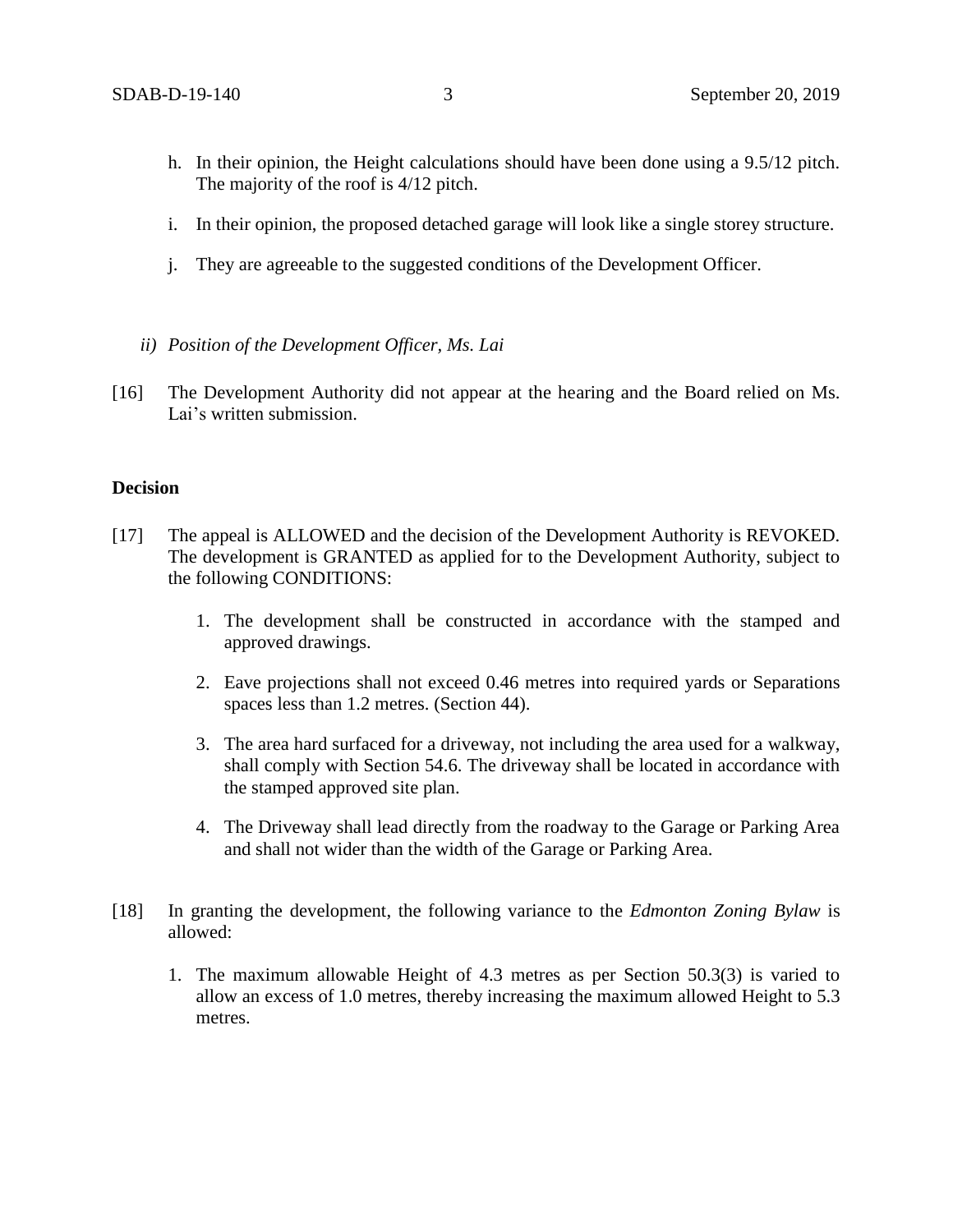h. In their opinion, the Height calculations should have been done using a 9.5/12 pitch. The majority of the roof is 4/12 pitch.

i. In their opinion, the proposed detached garage will look like a single storey structure.

j. They are agreeable to the suggested conditions of the Development Officer.

*ii) Position of the Development Officer, Ms. Lai*

[16] The Development Authority did not appear at the hearing and the Board relied on Ms. Lai's written submission.

**Decision**

[17] The appeal is ALLOWED and the decision of the Development Authority is REVOKED. The development is GRANTED as applied for to the Development Authority, subject to the following CONDITIONS:

1. The development shall be constructed in accordance with the stamped and approved drawings.
2. Eave projections shall not exceed 0.46 metres into required yards or Separations spaces less than 1.2 metres. (Section 44).
3. The area hard surfaced for a driveway, not including the area used for a walkway, shall comply with Section 54.6. The driveway shall be located in accordance with the stamped approved site plan.
4. The Driveway shall lead directly from the roadway to the Garage or Parking Area and shall not wider than the width of the Garage or Parking Area.

[18] In granting the development, the following variance to the *Edmonton Zoning Bylaw* is allowed:

1. The maximum allowable Height of 4.3 metres as per Section 50.3(3) is varied to allow an excess of 1.0 metres, thereby increasing the maximum allowed Height to 5.3 metres.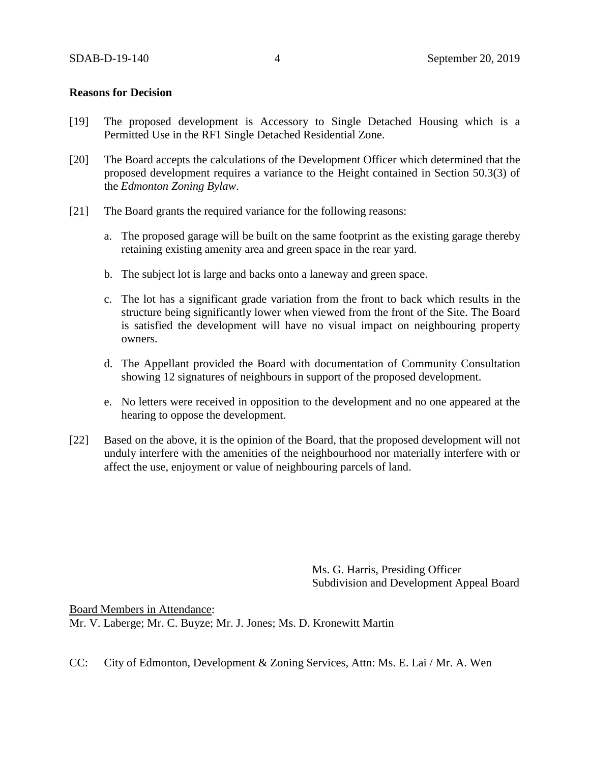**Reasons for Decision**

[19] The proposed development is Accessory to Single Detached Housing which is a Permitted Use in the RF1 Single Detached Residential Zone.

[20] The Board accepts the calculations of the Development Officer which determined that the proposed development requires a variance to the Height contained in Section 50.3(3) of the *Edmonton Zoning Bylaw*.

[21] The Board grants the required variance for the following reasons:

a. The proposed garage will be built on the same footprint as the existing garage thereby retaining existing amenity area and green space in the rear yard.

b. The subject lot is large and backs onto a laneway and green space.

c. The lot has a significant grade variation from the front to back which results in the structure being significantly lower when viewed from the front of the Site. The Board is satisfied the development will have no visual impact on neighbouring property owners.

d. The Appellant provided the Board with documentation of Community Consultation showing 12 signatures of neighbours in support of the proposed development.

e. No letters were received in opposition to the development and no one appeared at the hearing to oppose the development.

[22] Based on the above, it is the opinion of the Board, that the proposed development will not unduly interfere with the amenities of the neighbourhood nor materially interfere with or affect the use, enjoyment or value of neighbouring parcels of land.

Ms. G. Harris, Presiding Officer
Subdivision and Development Appeal Board

Board Members in Attendance:
Mr. V. Laberge; Mr. C. Buyze; Mr. J. Jones; Ms. D. Kronewitt Martin

CC: City of Edmonton, Development & Zoning Services, Attn: Ms. E. Lai / Mr. A. Wen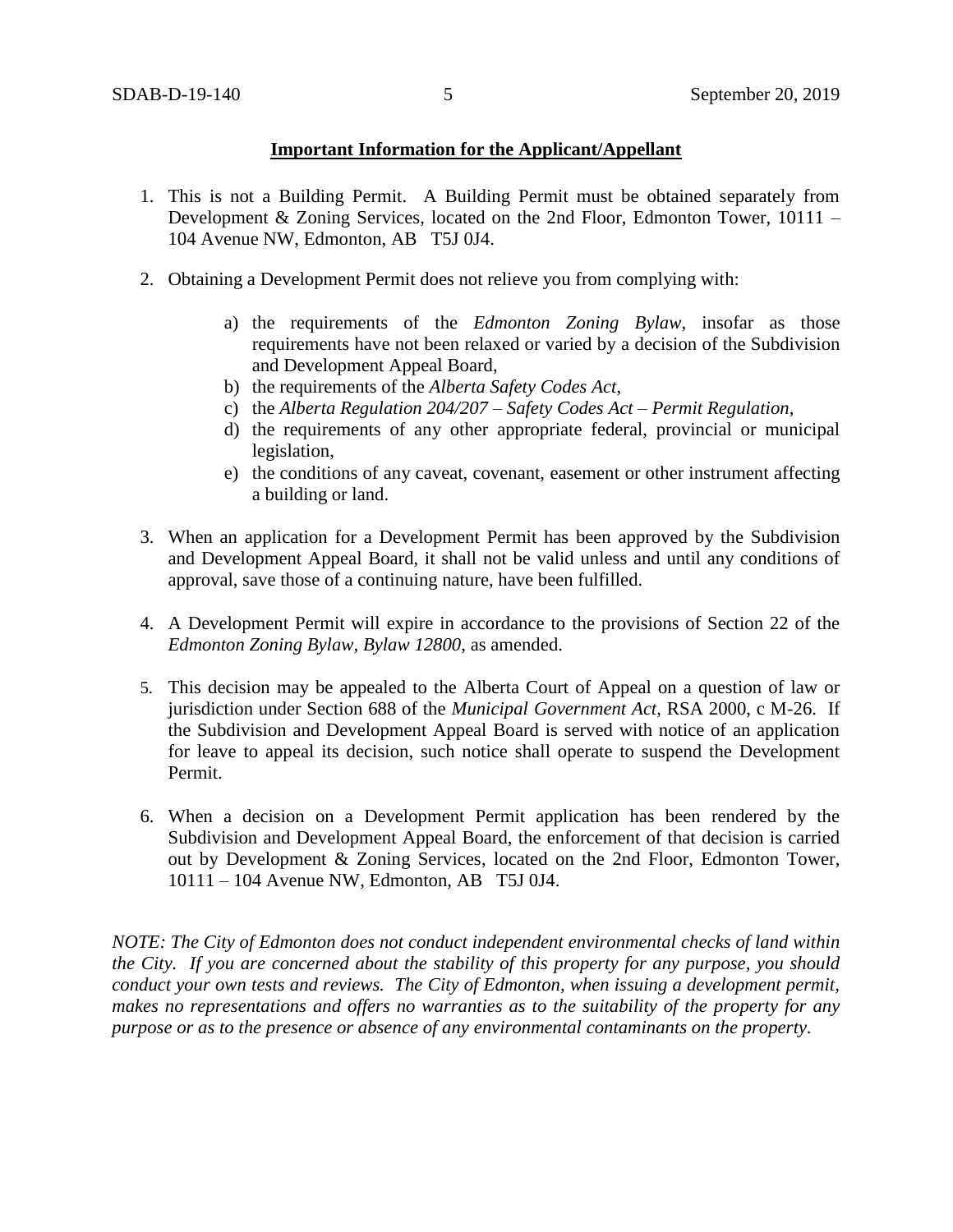**Important Information for the Applicant/Appellant**

1. This is not a Building Permit. A Building Permit must be obtained separately from Development & Zoning Services, located on the 2nd Floor, Edmonton Tower, 10111 – 104 Avenue NW, Edmonton, AB T5J 0J4.

2. Obtaining a Development Permit does not relieve you from complying with:

    a) the requirements of the *Edmonton Zoning Bylaw*, insofar as those requirements have not been relaxed or varied by a decision of the Subdivision and Development Appeal Board,
    b) the requirements of the *Alberta Safety Codes Act*,
    c) the *Alberta Regulation 204/207 – Safety Codes Act – Permit Regulation*,
    d) the requirements of any other appropriate federal, provincial or municipal legislation,
    e) the conditions of any caveat, covenant, easement or other instrument affecting a building or land.

3. When an application for a Development Permit has been approved by the Subdivision and Development Appeal Board, it shall not be valid unless and until any conditions of approval, save those of a continuing nature, have been fulfilled.

4. A Development Permit will expire in accordance to the provisions of Section 22 of the *Edmonton Zoning Bylaw, Bylaw 12800*, as amended.

5. This decision may be appealed to the Alberta Court of Appeal on a question of law or jurisdiction under Section 688 of the *Municipal Government Act*, RSA 2000, c M-26. If the Subdivision and Development Appeal Board is served with notice of an application for leave to appeal its decision, such notice shall operate to suspend the Development Permit.

6. When a decision on a Development Permit application has been rendered by the Subdivision and Development Appeal Board, the enforcement of that decision is carried out by Development & Zoning Services, located on the 2nd Floor, Edmonton Tower, 10111 – 104 Avenue NW, Edmonton, AB T5J 0J4.

*NOTE: The City of Edmonton does not conduct independent environmental checks of land within the City. If you are concerned about the stability of this property for any purpose, you should conduct your own tests and reviews. The City of Edmonton, when issuing a development permit, makes no representations and offers no warranties as to the suitability of the property for any purpose or as to the presence or absence of any environmental contaminants on the property.*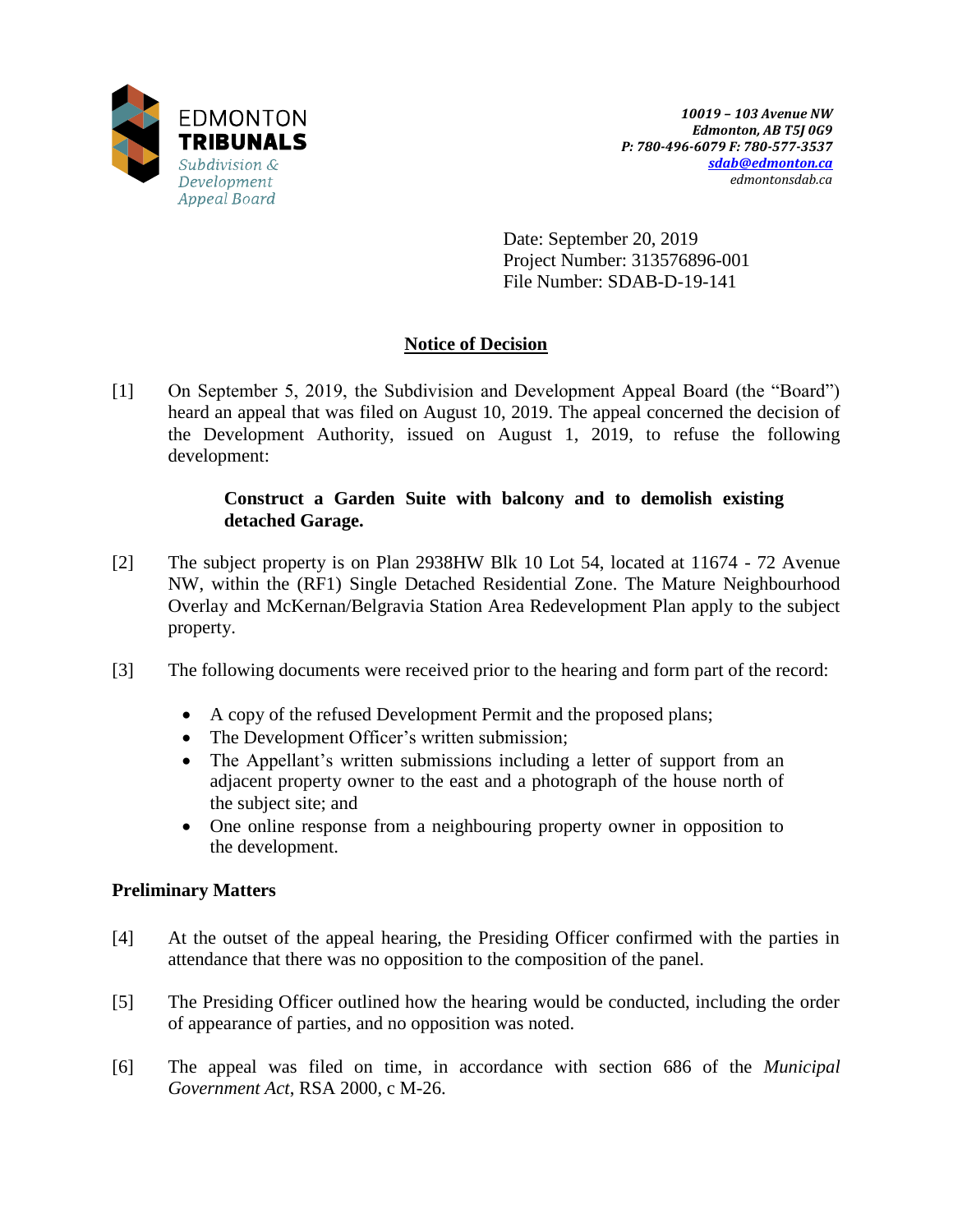EDMONTON **TRIBUNALS**
*Subdivision & Development Appeal Board*

*10019 – 103 Avenue NW*
*Edmonton, AB T5J 0G9*
*P: 780-496-6079 F: 780-577-3537*
*sdab@edmonton.ca*
*edmontonsdab.ca*

Date: September 20, 2019
Project Number: 313576896-001
File Number: SDAB-D-19-141

## Notice of Decision

[1] On September 5, 2019, the Subdivision and Development Appeal Board (the "Board") heard an appeal that was filed on August 10, 2019. The appeal concerned the decision of the Development Authority, issued on August 1, 2019, to refuse the following development:

> **Construct a Garden Suite with balcony and to demolish existing detached Garage.**

[2] The subject property is on Plan 2938HW Blk 10 Lot 54, located at 11674 - 72 Avenue NW, within the (RF1) Single Detached Residential Zone. The Mature Neighbourhood Overlay and McKernan/Belgravia Station Area Redevelopment Plan apply to the subject property.

[3] The following documents were received prior to the hearing and form part of the record:

- A copy of the refused Development Permit and the proposed plans;
- The Development Officer's written submission;
- The Appellant's written submissions including a letter of support from an adjacent property owner to the east and a photograph of the house north of the subject site; and
- One online response from a neighbouring property owner in opposition to the development.

### Preliminary Matters

[4] At the outset of the appeal hearing, the Presiding Officer confirmed with the parties in attendance that there was no opposition to the composition of the panel.

[5] The Presiding Officer outlined how the hearing would be conducted, including the order of appearance of parties, and no opposition was noted.

[6] The appeal was filed on time, in accordance with section 686 of the *Municipal Government Act*, RSA 2000, c M-26.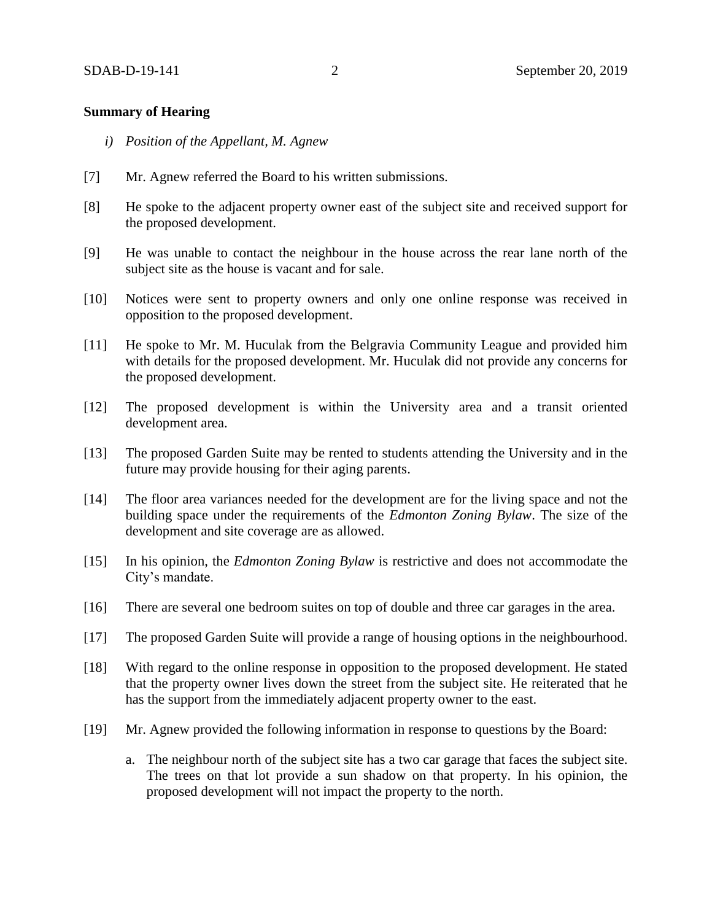**Summary of Hearing**

*i) Position of the Appellant, M. Agnew*

[7] Mr. Agnew referred the Board to his written submissions.

[8] He spoke to the adjacent property owner east of the subject site and received support for the proposed development.

[9] He was unable to contact the neighbour in the house across the rear lane north of the subject site as the house is vacant and for sale.

[10] Notices were sent to property owners and only one online response was received in opposition to the proposed development.

[11] He spoke to Mr. M. Huculak from the Belgravia Community League and provided him with details for the proposed development. Mr. Huculak did not provide any concerns for the proposed development.

[12] The proposed development is within the University area and a transit oriented development area.

[13] The proposed Garden Suite may be rented to students attending the University and in the future may provide housing for their aging parents.

[14] The floor area variances needed for the development are for the living space and not the building space under the requirements of the *Edmonton Zoning Bylaw*. The size of the development and site coverage are as allowed.

[15] In his opinion, the *Edmonton Zoning Bylaw* is restrictive and does not accommodate the City's mandate.

[16] There are several one bedroom suites on top of double and three car garages in the area.

[17] The proposed Garden Suite will provide a range of housing options in the neighbourhood.

[18] With regard to the online response in opposition to the proposed development. He stated that the property owner lives down the street from the subject site. He reiterated that he has the support from the immediately adjacent property owner to the east.

[19] Mr. Agnew provided the following information in response to questions by the Board:

a. The neighbour north of the subject site has a two car garage that faces the subject site. The trees on that lot provide a sun shadow on that property. In his opinion, the proposed development will not impact the property to the north.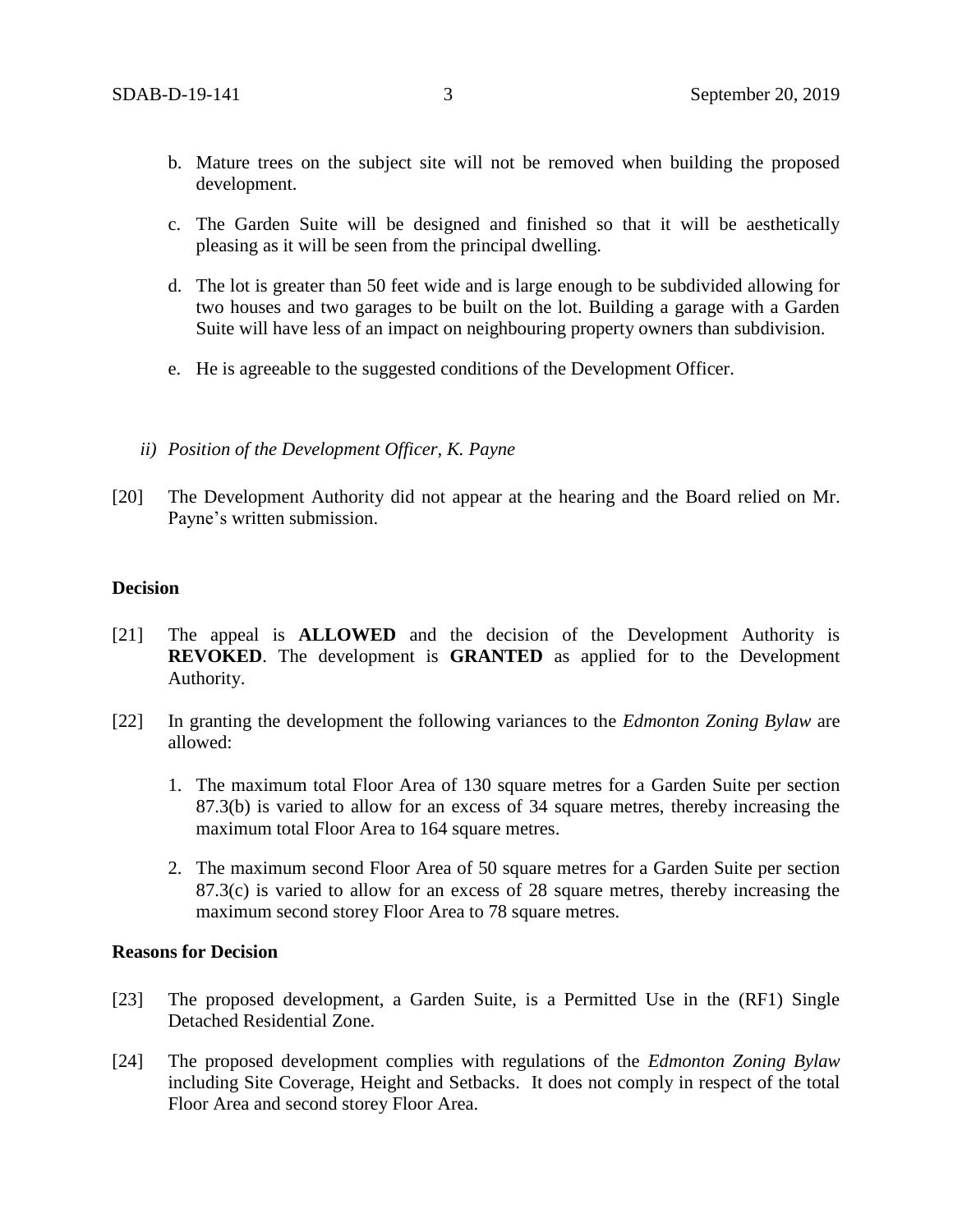b. Mature trees on the subject site will not be removed when building the proposed development.

c. The Garden Suite will be designed and finished so that it will be aesthetically pleasing as it will be seen from the principal dwelling.

d. The lot is greater than 50 feet wide and is large enough to be subdivided allowing for two houses and two garages to be built on the lot. Building a garage with a Garden Suite will have less of an impact on neighbouring property owners than subdivision.

e. He is agreeable to the suggested conditions of the Development Officer.

*ii) Position of the Development Officer, K. Payne*

[20] The Development Authority did not appear at the hearing and the Board relied on Mr. Payne's written submission.

**Decision**

[21] The appeal is **ALLOWED** and the decision of the Development Authority is **REVOKED**. The development is **GRANTED** as applied for to the Development Authority.

[22] In granting the development the following variances to the *Edmonton Zoning Bylaw* are allowed:

1. The maximum total Floor Area of 130 square metres for a Garden Suite per section 87.3(b) is varied to allow for an excess of 34 square metres, thereby increasing the maximum total Floor Area to 164 square metres.

2. The maximum second Floor Area of 50 square metres for a Garden Suite per section 87.3(c) is varied to allow for an excess of 28 square metres, thereby increasing the maximum second storey Floor Area to 78 square metres.

**Reasons for Decision**

[23] The proposed development, a Garden Suite, is a Permitted Use in the (RF1) Single Detached Residential Zone.

[24] The proposed development complies with regulations of the *Edmonton Zoning Bylaw* including Site Coverage, Height and Setbacks. It does not comply in respect of the total Floor Area and second storey Floor Area.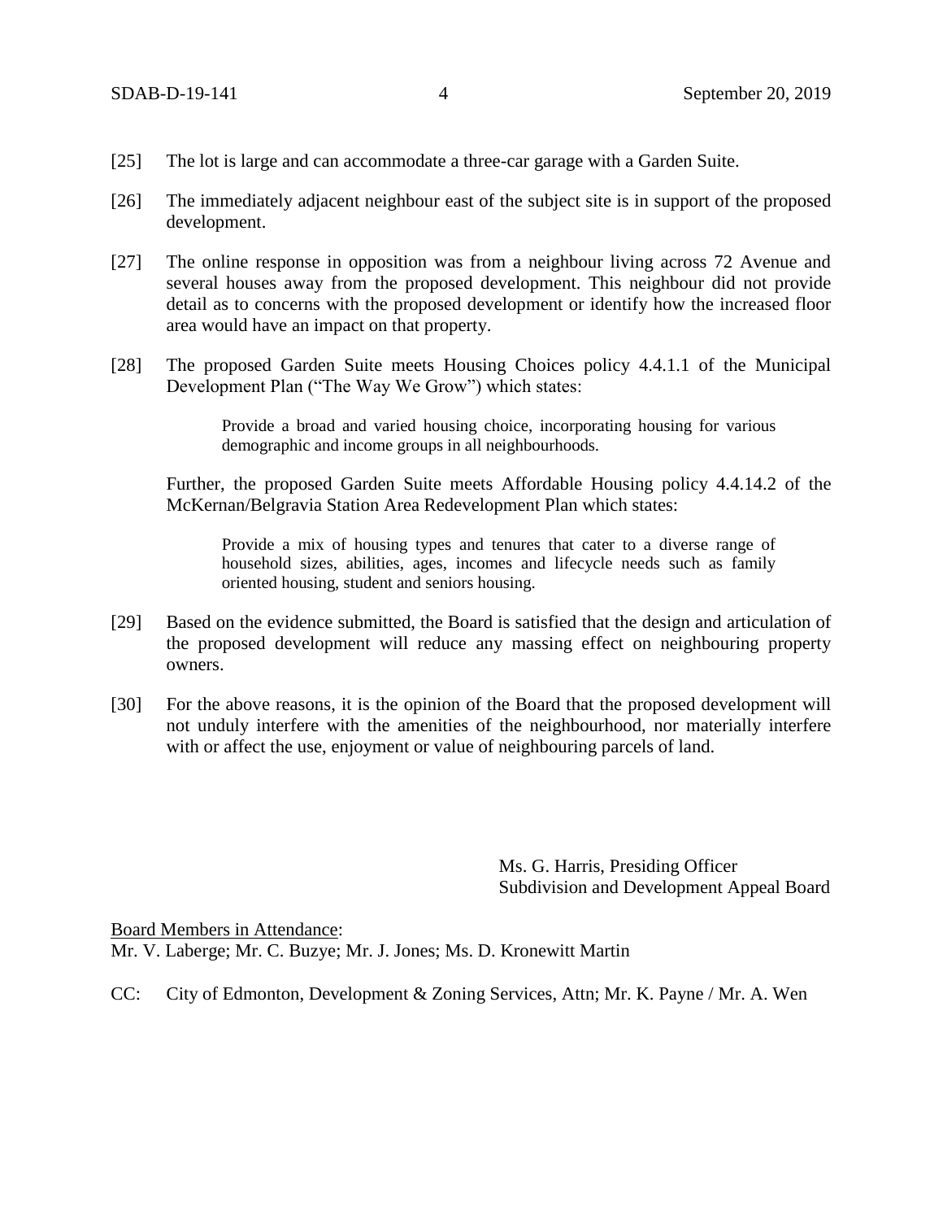[25] The lot is large and can accommodate a three-car garage with a Garden Suite.

[26] The immediately adjacent neighbour east of the subject site is in support of the proposed development.

[27] The online response in opposition was from a neighbour living across 72 Avenue and several houses away from the proposed development. This neighbour did not provide detail as to concerns with the proposed development or identify how the increased floor area would have an impact on that property.

[28] The proposed Garden Suite meets Housing Choices policy 4.4.1.1 of the Municipal Development Plan ("The Way We Grow") which states:

> Provide a broad and varied housing choice, incorporating housing for various demographic and income groups in all neighbourhoods.

Further, the proposed Garden Suite meets Affordable Housing policy 4.4.14.2 of the McKernan/Belgravia Station Area Redevelopment Plan which states:

> Provide a mix of housing types and tenures that cater to a diverse range of household sizes, abilities, ages, incomes and lifecycle needs such as family oriented housing, student and seniors housing.

[29] Based on the evidence submitted, the Board is satisfied that the design and articulation of the proposed development will reduce any massing effect on neighbouring property owners.

[30] For the above reasons, it is the opinion of the Board that the proposed development will not unduly interfere with the amenities of the neighbourhood, nor materially interfere with or affect the use, enjoyment or value of neighbouring parcels of land.

Ms. G. Harris, Presiding Officer
Subdivision and Development Appeal Board

<u>Board Members in Attendance</u>:
Mr. V. Laberge; Mr. C. Buzye; Mr. J. Jones; Ms. D. Kronewitt Martin

CC: City of Edmonton, Development & Zoning Services, Attn; Mr. K. Payne / Mr. A. Wen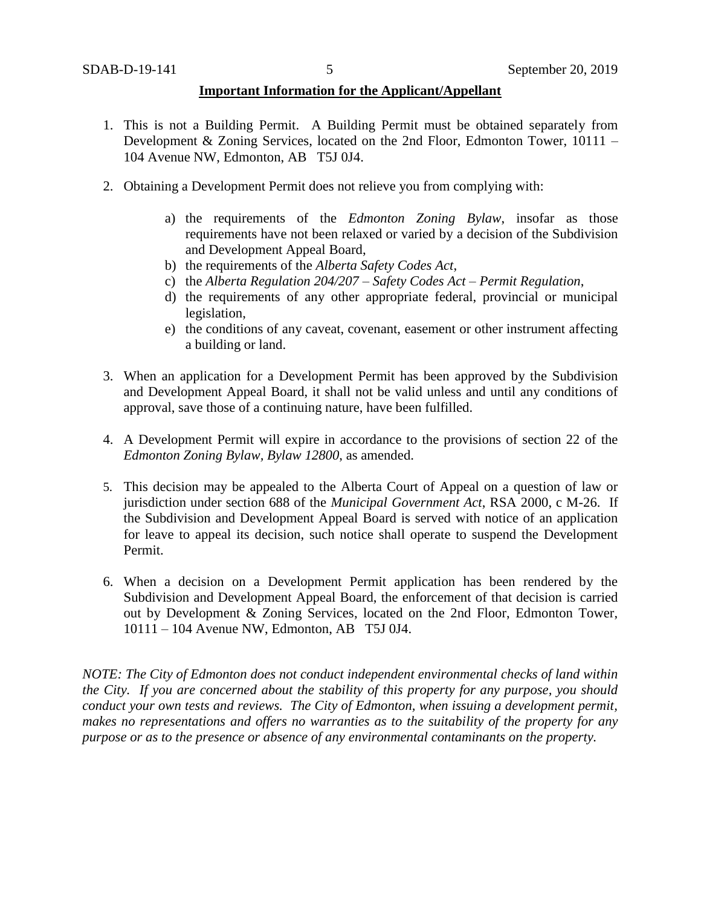**Important Information for the Applicant/Appellant**

1. This is not a Building Permit. A Building Permit must be obtained separately from Development & Zoning Services, located on the 2nd Floor, Edmonton Tower, 10111 – 104 Avenue NW, Edmonton, AB T5J 0J4.

2. Obtaining a Development Permit does not relieve you from complying with:

    a) the requirements of the *Edmonton Zoning Bylaw*, insofar as those requirements have not been relaxed or varied by a decision of the Subdivision and Development Appeal Board,
    b) the requirements of the *Alberta Safety Codes Act*,
    c) the *Alberta Regulation 204/207 – Safety Codes Act – Permit Regulation*,
    d) the requirements of any other appropriate federal, provincial or municipal legislation,
    e) the conditions of any caveat, covenant, easement or other instrument affecting a building or land.

3. When an application for a Development Permit has been approved by the Subdivision and Development Appeal Board, it shall not be valid unless and until any conditions of approval, save those of a continuing nature, have been fulfilled.

4. A Development Permit will expire in accordance to the provisions of section 22 of the *Edmonton Zoning Bylaw, Bylaw 12800*, as amended.

5. This decision may be appealed to the Alberta Court of Appeal on a question of law or jurisdiction under section 688 of the *Municipal Government Act*, RSA 2000, c M-26. If the Subdivision and Development Appeal Board is served with notice of an application for leave to appeal its decision, such notice shall operate to suspend the Development Permit.

6. When a decision on a Development Permit application has been rendered by the Subdivision and Development Appeal Board, the enforcement of that decision is carried out by Development & Zoning Services, located on the 2nd Floor, Edmonton Tower, 10111 – 104 Avenue NW, Edmonton, AB T5J 0J4.

*NOTE: The City of Edmonton does not conduct independent environmental checks of land within the City. If you are concerned about the stability of this property for any purpose, you should conduct your own tests and reviews. The City of Edmonton, when issuing a development permit, makes no representations and offers no warranties as to the suitability of the property for any purpose or as to the presence or absence of any environmental contaminants on the property.*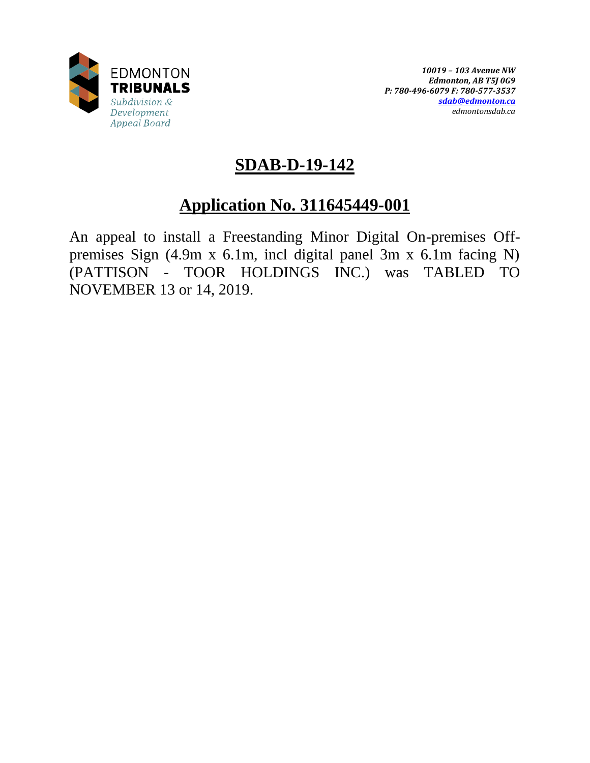EDMONTON
**TRIBUNALS**
*Subdivision & Development Appeal Board*

***10019 – 103 Avenue NW***
***Edmonton, AB T5J 0G9***
***P: 780-496-6079 F: 780-577-3537***
***sdab@edmonton.ca***
*edmontonsdab.ca*

# SDAB-D-19-142

## Application No. 311645449-001

An appeal to install a Freestanding Minor Digital On-premises Off-premises Sign (4.9m x 6.1m, incl digital panel 3m x 6.1m facing N) (PATTISON - TOOR HOLDINGS INC.) was TABLED TO NOVEMBER 13 or 14, 2019.